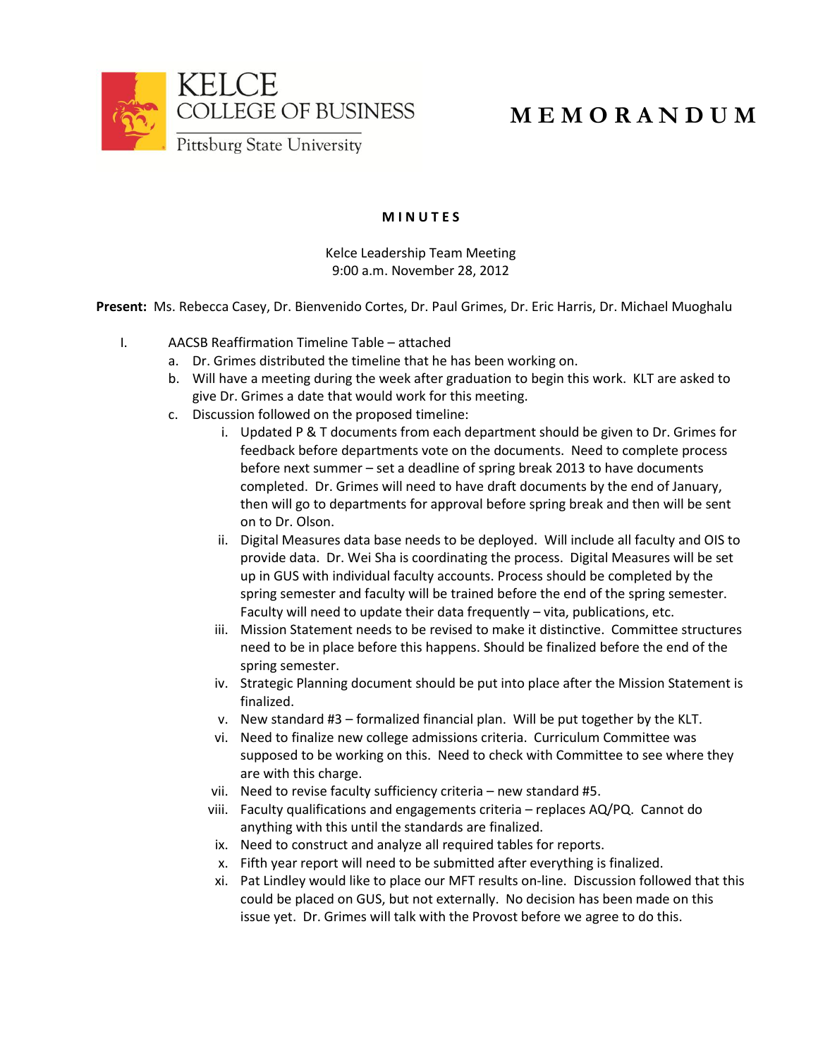KELCE COLLEGE OF BUSINESS
Pittsburg State University

# MEMORANDUM

**MINUTES**

Kelce Leadership Team Meeting
9:00 a.m. November 28, 2012

**Present:** Ms. Rebecca Casey, Dr. Bienvenido Cortes, Dr. Paul Grimes, Dr. Eric Harris, Dr. Michael Muoghalu

I. AACSB Reaffirmation Timeline Table – attached

   a. Dr. Grimes distributed the timeline that he has been working on.

   b. Will have a meeting during the week after graduation to begin this work. KLT are asked to give Dr. Grimes a date that would work for this meeting.

   c. Discussion followed on the proposed timeline:

      i. Updated P & T documents from each department should be given to Dr. Grimes for feedback before departments vote on the documents. Need to complete process before next summer – set a deadline of spring break 2013 to have documents completed. Dr. Grimes will need to have draft documents by the end of January, then will go to departments for approval before spring break and then will be sent on to Dr. Olson.

      ii. Digital Measures data base needs to be deployed. Will include all faculty and OIS to provide data. Dr. Wei Sha is coordinating the process. Digital Measures will be set up in GUS with individual faculty accounts. Process should be completed by the spring semester and faculty will be trained before the end of the spring semester. Faculty will need to update their data frequently – vita, publications, etc.

      iii. Mission Statement needs to be revised to make it distinctive. Committee structures need to be in place before this happens. Should be finalized before the end of the spring semester.

      iv. Strategic Planning document should be put into place after the Mission Statement is finalized.

      v. New standard #3 – formalized financial plan. Will be put together by the KLT.

      vi. Need to finalize new college admissions criteria. Curriculum Committee was supposed to be working on this. Need to check with Committee to see where they are with this charge.

      vii. Need to revise faculty sufficiency criteria – new standard #5.

      viii. Faculty qualifications and engagements criteria – replaces AQ/PQ. Cannot do anything with this until the standards are finalized.

      ix. Need to construct and analyze all required tables for reports.

      x. Fifth year report will need to be submitted after everything is finalized.

      xi. Pat Lindley would like to place our MFT results on-line. Discussion followed that this could be placed on GUS, but not externally. No decision has been made on this issue yet. Dr. Grimes will talk with the Provost before we agree to do this.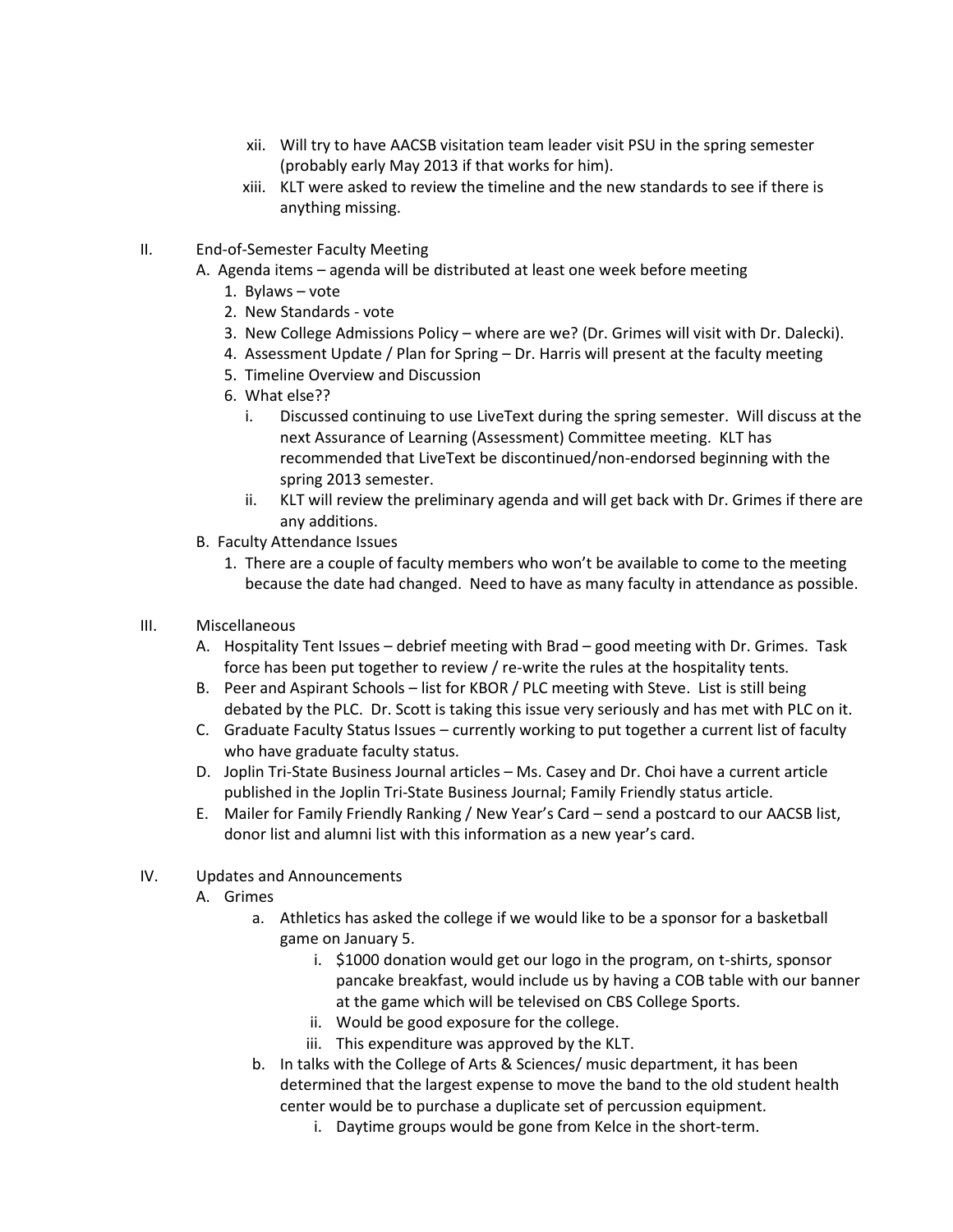xii. Will try to have AACSB visitation team leader visit PSU in the spring semester (probably early May 2013 if that works for him).

   xiii. KLT were asked to review the timeline and the new standards to see if there is anything missing.

II. End-of-Semester Faculty Meeting

   A. Agenda items – agenda will be distributed at least one week before meeting

      1. Bylaws – vote
      2. New Standards - vote
      3. New College Admissions Policy – where are we? (Dr. Grimes will visit with Dr. Dalecki).
      4. Assessment Update / Plan for Spring – Dr. Harris will present at the faculty meeting
      5. Timeline Overview and Discussion
      6. What else??

         i. Discussed continuing to use LiveText during the spring semester. Will discuss at the next Assurance of Learning (Assessment) Committee meeting. KLT has recommended that LiveText be discontinued/non-endorsed beginning with the spring 2013 semester.

         ii. KLT will review the preliminary agenda and will get back with Dr. Grimes if there are any additions.

   B. Faculty Attendance Issues

      1. There are a couple of faculty members who won't be available to come to the meeting because the date had changed. Need to have as many faculty in attendance as possible.

III. Miscellaneous

   A. Hospitality Tent Issues – debrief meeting with Brad – good meeting with Dr. Grimes. Task force has been put together to review / re-write the rules at the hospitality tents.

   B. Peer and Aspirant Schools – list for KBOR / PLC meeting with Steve. List is still being debated by the PLC. Dr. Scott is taking this issue very seriously and has met with PLC on it.

   C. Graduate Faculty Status Issues – currently working to put together a current list of faculty who have graduate faculty status.

   D. Joplin Tri-State Business Journal articles – Ms. Casey and Dr. Choi have a current article published in the Joplin Tri-State Business Journal; Family Friendly status article.

   E. Mailer for Family Friendly Ranking / New Year's Card – send a postcard to our AACSB list, donor list and alumni list with this information as a new year's card.

IV. Updates and Announcements

   A. Grimes

      a. Athletics has asked the college if we would like to be a sponsor for a basketball game on January 5.

         i. $1000 donation would get our logo in the program, on t-shirts, sponsor pancake breakfast, would include us by having a COB table with our banner at the game which will be televised on CBS College Sports.

         ii. Would be good exposure for the college.

         iii. This expenditure was approved by the KLT.

      b. In talks with the College of Arts & Sciences/ music department, it has been determined that the largest expense to move the band to the old student health center would be to purchase a duplicate set of percussion equipment.

         i. Daytime groups would be gone from Kelce in the short-term.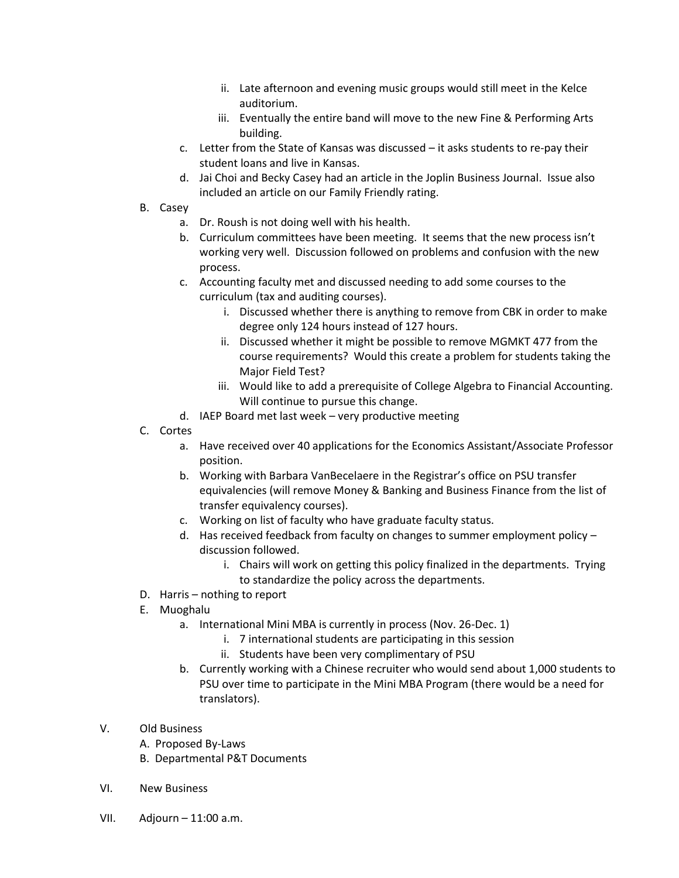- ii. Late afternoon and evening music groups would still meet in the Kelce auditorium.
   - iii. Eventually the entire band will move to the new Fine & Performing Arts building.

   c. Letter from the State of Kansas was discussed – it asks students to re-pay their student loans and live in Kansas.

   d. Jai Choi and Becky Casey had an article in the Joplin Business Journal. Issue also included an article on our Family Friendly rating.

B. Casey

   a. Dr. Roush is not doing well with his health.

   b. Curriculum committees have been meeting. It seems that the new process isn't working very well. Discussion followed on problems and confusion with the new process.

   c. Accounting faculty met and discussed needing to add some courses to the curriculum (tax and auditing courses).
   - i. Discussed whether there is anything to remove from CBK in order to make degree only 124 hours instead of 127 hours.
   - ii. Discussed whether it might be possible to remove MGMKT 477 from the course requirements? Would this create a problem for students taking the Major Field Test?
   - iii. Would like to add a prerequisite of College Algebra to Financial Accounting. Will continue to pursue this change.

   d. IAEP Board met last week – very productive meeting

C. Cortes

   a. Have received over 40 applications for the Economics Assistant/Associate Professor position.

   b. Working with Barbara VanBecelaere in the Registrar's office on PSU transfer equivalencies (will remove Money & Banking and Business Finance from the list of transfer equivalency courses).

   c. Working on list of faculty who have graduate faculty status.

   d. Has received feedback from faculty on changes to summer employment policy – discussion followed.
   - i. Chairs will work on getting this policy finalized in the departments. Trying to standardize the policy across the departments.

D. Harris – nothing to report

E. Muoghalu

   a. International Mini MBA is currently in process (Nov. 26-Dec. 1)
   - i. 7 international students are participating in this session
   - ii. Students have been very complimentary of PSU

   b. Currently working with a Chinese recruiter who would send about 1,000 students to PSU over time to participate in the Mini MBA Program (there would be a need for translators).

V. Old Business

   A. Proposed By-Laws

   B. Departmental P&T Documents

VI. New Business

VII. Adjourn – 11:00 a.m.